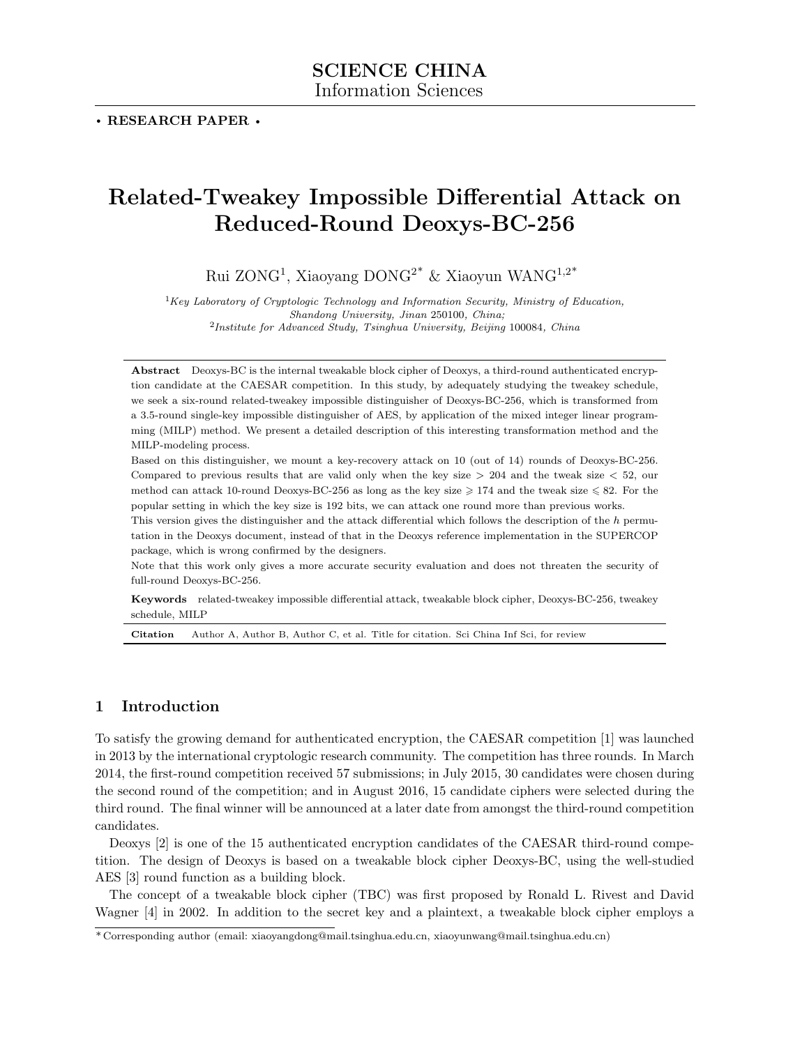SCIENCE CHINA
Information Sciences

• **RESEARCH PAPER** •

# Related-Tweakey Impossible Differential Attack on Reduced-Round Deoxys-BC-256

Rui ZONG[1], Xiaoyang DONG[2*] & Xiaoyun WANG[1,2*]

[1] *Key Laboratory of Cryptologic Technology and Information Security, Ministry of Education, Shandong University, Jinan* 250100*, China;*
[2] *Institute for Advanced Study, Tsinghua University, Beijing* 100084*, China*

**Abstract** Deoxys-BC is the internal tweakable block cipher of Deoxys, a third-round authenticated encryption candidate at the CAESAR competition. In this study, by adequately studying the tweakey schedule, we seek a six-round related-tweakey impossible distinguisher of Deoxys-BC-256, which is transformed from a 3.5-round single-key impossible distinguisher of AES, by application of the mixed integer linear programming (MILP) method. We present a detailed description of this interesting transformation method and the MILP-modeling process.

Based on this distinguisher, we mount a key-recovery attack on 10 (out of 14) rounds of Deoxys-BC-256. Compared to previous results that are valid only when the key size $> 204$ and the tweak size $< 52$, our method can attack 10-round Deoxys-BC-256 as long as the key size $\geqslant 174$ and the tweak size $\leqslant 82$. For the popular setting in which the key size is 192 bits, we can attack one round more than previous works.

This version gives the distinguisher and the attack differential which follows the description of the $h$ permutation in the Deoxys document, instead of that in the Deoxys reference implementation in the SUPERCOP package, which is wrong confirmed by the designers.

Note that this work only gives a more accurate security evaluation and does not threaten the security of full-round Deoxys-BC-256.

**Keywords** related-tweakey impossible differential attack, tweakable block cipher, Deoxys-BC-256, tweakey schedule, MILP

**Citation** Author A, Author B, Author C, et al. Title for citation. Sci China Inf Sci, for review

## 1 Introduction

To satisfy the growing demand for authenticated encryption, the CAESAR competition [1] was launched in 2013 by the international cryptologic research community. The competition has three rounds. In March 2014, the first-round competition received 57 submissions; in July 2015, 30 candidates were chosen during the second round of the competition; and in August 2016, 15 candidate ciphers were selected during the third round. The final winner will be announced at a later date from amongst the third-round competition candidates.

Deoxys [2] is one of the 15 authenticated encryption candidates of the CAESAR third-round competition. The design of Deoxys is based on a tweakable block cipher Deoxys-BC, using the well-studied AES [3] round function as a building block.

The concept of a tweakable block cipher (TBC) was first proposed by Ronald L. Rivest and David Wagner [4] in 2002. In addition to the secret key and a plaintext, a tweakable block cipher employs a

* Corresponding author (email: xiaoyangdong@mail.tsinghua.edu.cn, xiaoyunwang@mail.tsinghua.edu.cn)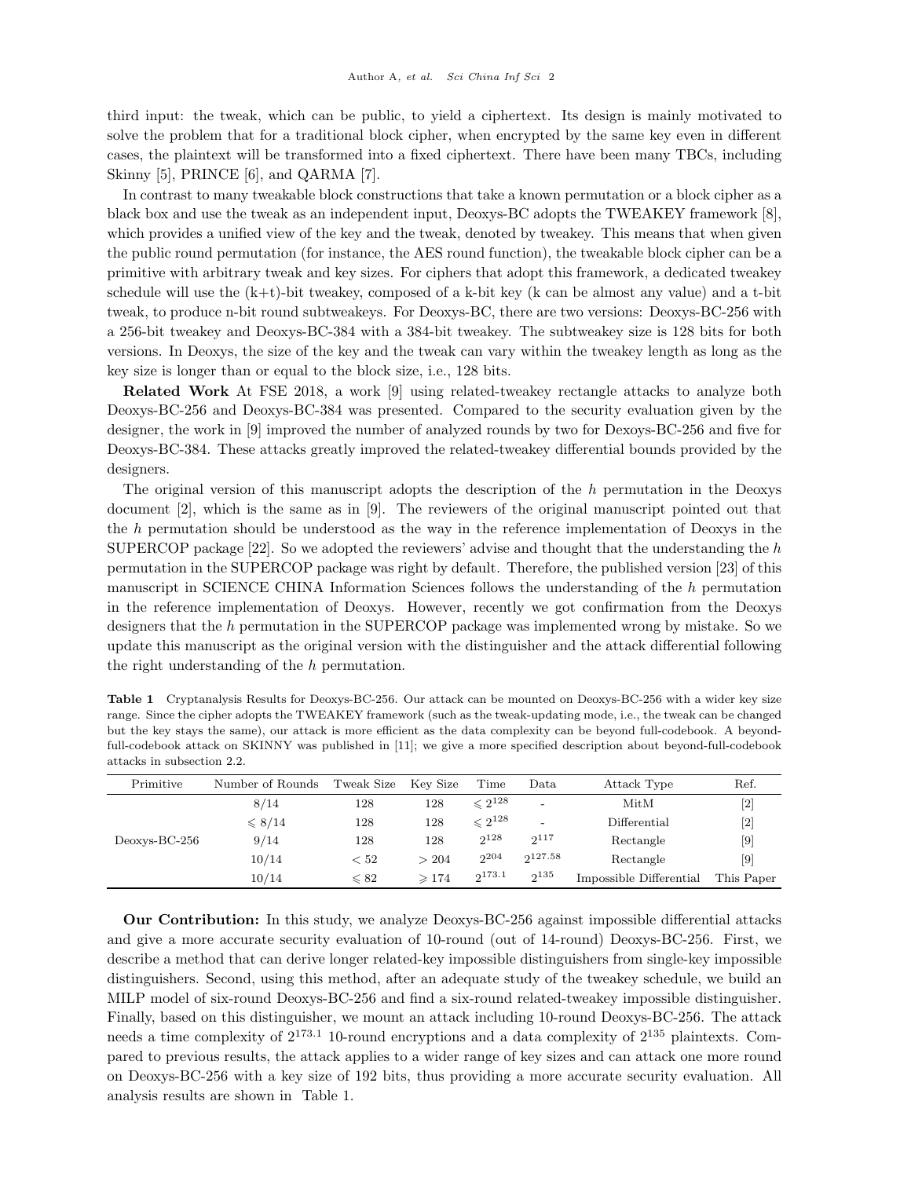third input: the tweak, which can be public, to yield a ciphertext. Its design is mainly motivated to solve the problem that for a traditional block cipher, when encrypted by the same key even in different cases, the plaintext will be transformed into a fixed ciphertext. There have been many TBCs, including Skinny [5], PRINCE [6], and QARMA [7].

In contrast to many tweakable block constructions that take a known permutation or a block cipher as a black box and use the tweak as an independent input, Deoxys-BC adopts the TWEAKEY framework [8], which provides a unified view of the key and the tweak, denoted by tweakey. This means that when given the public round permutation (for instance, the AES round function), the tweakable block cipher can be a primitive with arbitrary tweak and key sizes. For ciphers that adopt this framework, a dedicated tweakey schedule will use the (k+t)-bit tweakey, composed of a k-bit key (k can be almost any value) and a t-bit tweak, to produce n-bit round subtweakeys. For Deoxys-BC, there are two versions: Deoxys-BC-256 with a 256-bit tweakey and Deoxys-BC-384 with a 384-bit tweakey. The subtweakey size is 128 bits for both versions. In Deoxys, the size of the key and the tweak can vary within the tweakey length as long as the key size is longer than or equal to the block size, i.e., 128 bits.

**Related Work** At FSE 2018, a work [9] using related-tweakey rectangle attacks to analyze both Deoxys-BC-256 and Deoxys-BC-384 was presented. Compared to the security evaluation given by the designer, the work in [9] improved the number of analyzed rounds by two for Dexoys-BC-256 and five for Deoxys-BC-384. These attacks greatly improved the related-tweakey differential bounds provided by the designers.

The original version of this manuscript adopts the description of the $h$ permutation in the Deoxys document [2], which is the same as in [9]. The reviewers of the original manuscript pointed out that the $h$ permutation should be understood as the way in the reference implementation of Deoxys in the SUPERCOP package [22]. So we adopted the reviewers' advise and thought that the understanding the $h$ permutation in the SUPERCOP package was right by default. Therefore, the published version [23] of this manuscript in SCIENCE CHINA Information Sciences follows the understanding of the $h$ permutation in the reference implementation of Deoxys. However, recently we got confirmation from the Deoxys designers that the $h$ permutation in the SUPERCOP package was implemented wrong by mistake. So we update this manuscript as the original version with the distinguisher and the attack differential following the right understanding of the $h$ permutation.

**Table 1** Cryptanalysis Results for Deoxys-BC-256. Our attack can be mounted on Deoxys-BC-256 with a wider key size range. Since the cipher adopts the TWEAKEY framework (such as the tweak-updating mode, i.e., the tweak can be changed but the key stays the same), our attack is more efficient as the data complexity can be beyond full-codebook. A beyond-full-codebook attack on SKINNY was published in [11]; we give a more specified description about beyond-full-codebook attacks in subsection 2.2.

| Primitive | Number of Rounds | Tweak Size | Key Size | Time | Data | Attack Type | Ref. |
|---|---|---|---|---|---|---|---|
| Deoxys-BC-256 | 8/14 | 128 | 128 | $\leqslant 2^{128}$ | - | MitM | [2] |
| | $\leqslant 8/14$ | 128 | 128 | $\leqslant 2^{128}$ | - | Differential | [2] |
| | 9/14 | 128 | 128 | $2^{128}$ | $2^{117}$ | Rectangle | [9] |
| | 10/14 | $< 52$ | $> 204$ | $2^{204}$ | $2^{127.58}$ | Rectangle | [9] |
| | 10/14 | $\leqslant 82$ | $\geqslant 174$ | $2^{173.1}$ | $2^{135}$ | Impossible Differential | This Paper |

**Our Contribution:** In this study, we analyze Deoxys-BC-256 against impossible differential attacks and give a more accurate security evaluation of 10-round (out of 14-round) Deoxys-BC-256. First, we describe a method that can derive longer related-key impossible distinguishers from single-key impossible distinguishers. Second, using this method, after an adequate study of the tweakey schedule, we build an MILP model of six-round Deoxys-BC-256 and find a six-round related-tweakey impossible distinguisher. Finally, based on this distinguisher, we mount an attack including 10-round Deoxys-BC-256. The attack needs a time complexity of $2^{173.1}$ 10-round encryptions and a data complexity of $2^{135}$ plaintexts. Compared to previous results, the attack applies to a wider range of key sizes and can attack one more round on Deoxys-BC-256 with a key size of 192 bits, thus providing a more accurate security evaluation. All analysis results are shown in Table 1.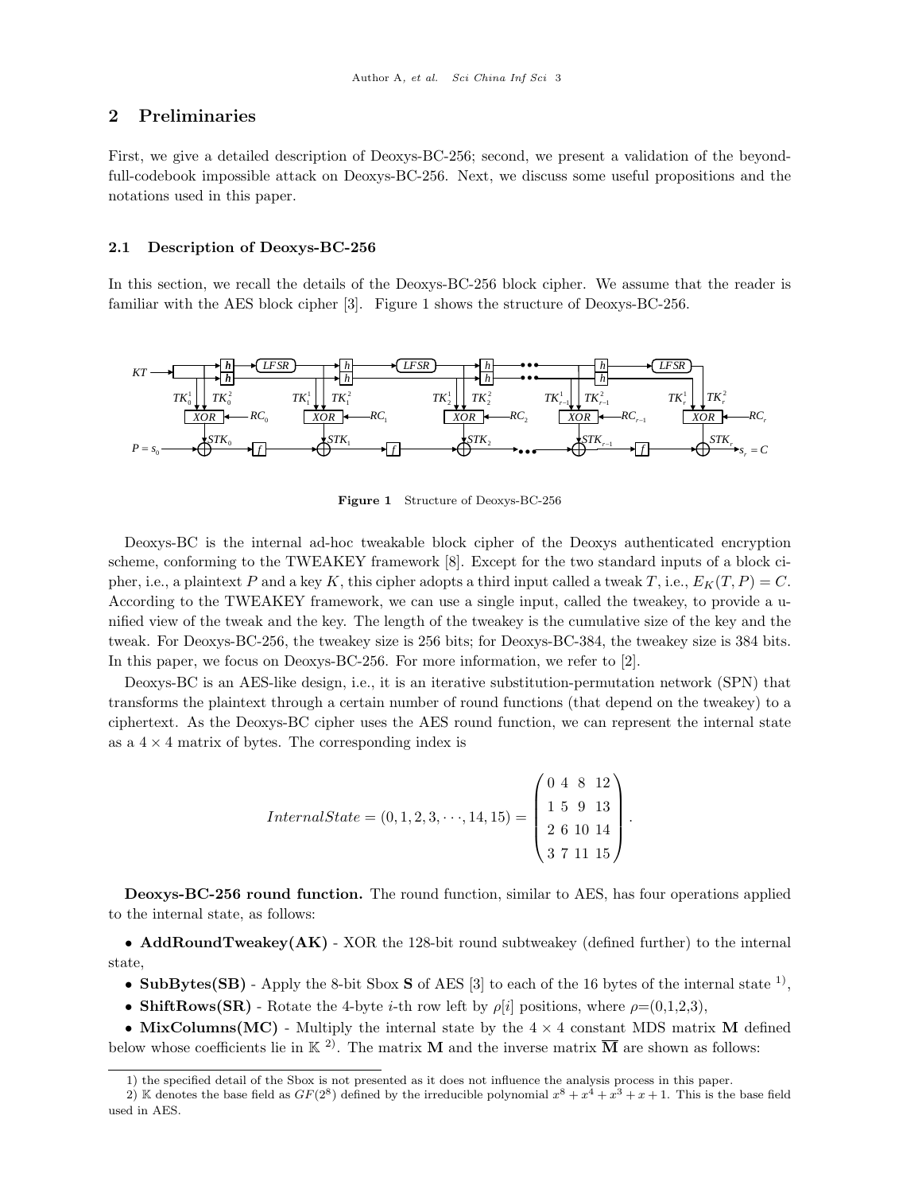## 2 Preliminaries

First, we give a detailed description of Deoxys-BC-256; second, we present a validation of the beyond-full-codebook impossible attack on Deoxys-BC-256. Next, we discuss some useful propositions and the notations used in this paper.

### 2.1 Description of Deoxys-BC-256

In this section, we recall the details of the Deoxys-BC-256 block cipher. We assume that the reader is familiar with the AES block cipher [3]. Figure 1 shows the structure of Deoxys-BC-256.

**Figure 1** Structure of Deoxys-BC-256

Deoxys-BC is the internal ad-hoc tweakable block cipher of the Deoxys authenticated encryption scheme, conforming to the TWEAKEY framework [8]. Except for the two standard inputs of a block cipher, i.e., a plaintext $P$ and a key $K$, this cipher adopts a third input called a tweak $T$, i.e., $E_K(T, P) = C$. According to the TWEAKEY framework, we can use a single input, called the tweakey, to provide a unified view of the tweak and the key. The length of the tweakey is the cumulative size of the key and the tweak. For Deoxys-BC-256, the tweakey size is 256 bits; for Deoxys-BC-384, the tweakey size is 384 bits. In this paper, we focus on Deoxys-BC-256. For more information, we refer to [2].

Deoxys-BC is an AES-like design, i.e., it is an iterative substitution-permutation network (SPN) that transforms the plaintext through a certain number of round functions (that depend on the tweakey) to a ciphertext. As the Deoxys-BC cipher uses the AES round function, we can represent the internal state as a $4 \times 4$ matrix of bytes. The corresponding index is

$$InternalState = (0, 1, 2, 3, \cdots, 14, 15) = \begin{pmatrix} 0 & 4 & 8 & 12 \\ 1 & 5 & 9 & 13 \\ 2 & 6 & 10 & 14 \\ 3 & 7 & 11 & 15 \end{pmatrix}.$$

**Deoxys-BC-256 round function.** The round function, similar to AES, has four operations applied to the internal state, as follows:

- **AddRoundTweakey(AK)** - XOR the 128-bit round subtweakey (defined further) to the internal state,
- **SubBytes(SB)** - Apply the 8-bit Sbox $\mathbf{S}$ of AES [3] to each of the 16 bytes of the internal state [1)],
- **ShiftRows(SR)** - Rotate the 4-byte $i$-th row left by $\rho[i]$ positions, where $\rho$=(0,1,2,3),
- **MixColumns(MC)** - Multiply the internal state by the $4 \times 4$ constant MDS matrix $\mathbf{M}$ defined below whose coefficients lie in $\mathbb{K}$ [2)]. The matrix $\mathbf{M}$ and the inverse matrix $\overline{\mathbf{M}}$ are shown as follows:

---

1) the specified detail of the Sbox is not presented as it does not influence the analysis process in this paper.

2) $\mathbb{K}$ denotes the base field as $GF(2^8)$ defined by the irreducible polynomial $x^8 + x^4 + x^3 + x + 1$. This is the base field used in AES.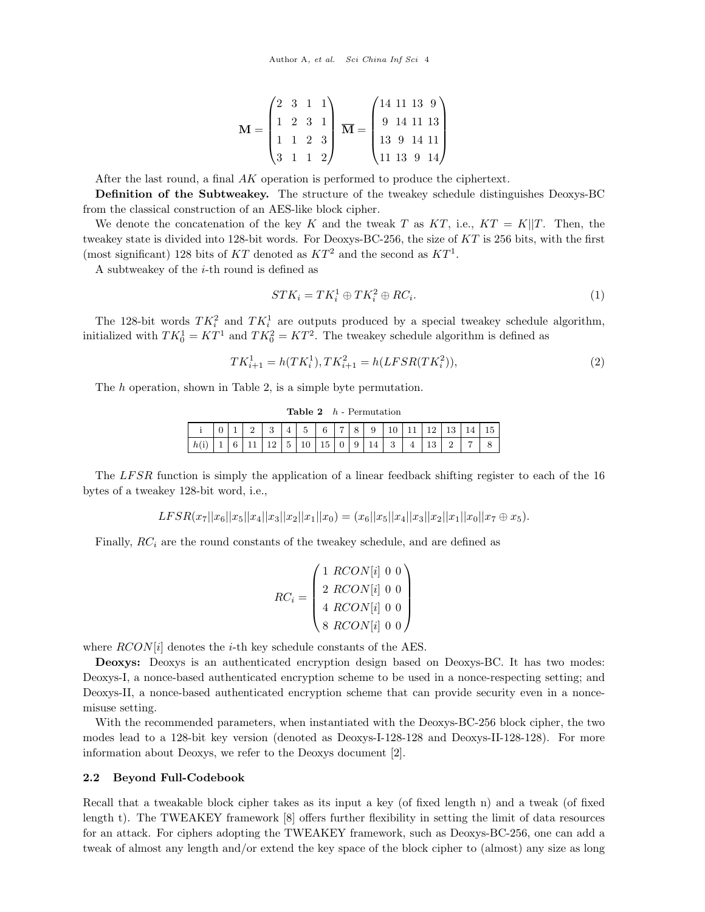$$\mathbf{M} = \begin{pmatrix} 2 & 3 & 1 & 1 \\ 1 & 2 & 3 & 1 \\ 1 & 1 & 2 & 3 \\ 3 & 1 & 1 & 2 \end{pmatrix} \quad \overline{\mathbf{M}} = \begin{pmatrix} 14 & 11 & 13 & 9 \\ 9 & 14 & 11 & 13 \\ 13 & 9 & 14 & 11 \\ 11 & 13 & 9 & 14 \end{pmatrix}$$

After the last round, a final $AK$ operation is performed to produce the ciphertext.

**Definition of the Subtweakey.** The structure of the tweakey schedule distinguishes Deoxys-BC from the classical construction of an AES-like block cipher.

We denote the concatenation of the key $K$ and the tweak $T$ as $KT$, i.e., $KT = K||T$. Then, the tweakey state is divided into 128-bit words. For Deoxys-BC-256, the size of $KT$ is 256 bits, with the first (most significant) 128 bits of $KT$ denoted as $KT^2$ and the second as $KT^1$.

A subtweakey of the $i$-th round is defined as

$$STK_i = TK_i^1 \oplus TK_i^2 \oplus RC_i. \tag{1}$$

The 128-bit words $TK_i^2$ and $TK_i^1$ are outputs produced by a special tweakey schedule algorithm, initialized with $TK_0^1 = KT^1$ and $TK_0^2 = KT^2$. The tweakey schedule algorithm is defined as

$$TK_{i+1}^1 = h(TK_i^1), TK_{i+1}^2 = h(LFSR(TK_i^2)), \tag{2}$$

The $h$ operation, shown in Table 2, is a simple byte permutation.

**Table 2** $h$ - Permutation

| i | 0 | 1 | 2 | 3 | 4 | 5 | 6 | 7 | 8 | 9 | 10 | 11 | 12 | 13 | 14 | 15 |
|---|---|---|---|---|---|---|---|---|---|---|---|---|---|---|---|---|
| $h(i)$ | 1 | 6 | 11 | 12 | 5 | 10 | 15 | 0 | 9 | 14 | 3 | 4 | 13 | 2 | 7 | 8 |

The $LFSR$ function is simply the application of a linear feedback shifting register to each of the 16 bytes of a tweakey 128-bit word, i.e.,

$$LFSR(x_7||x_6||x_5||x_4||x_3||x_2||x_1||x_0) = (x_6||x_5||x_4||x_3||x_2||x_1||x_0||x_7 \oplus x_5).$$

Finally, $RC_i$ are the round constants of the tweakey schedule, and are defined as

$$RC_i = \begin{pmatrix} 1 & RCON[i] & 0 & 0 \\ 2 & RCON[i] & 0 & 0 \\ 4 & RCON[i] & 0 & 0 \\ 8 & RCON[i] & 0 & 0 \end{pmatrix}$$

where $RCON[i]$ denotes the $i$-th key schedule constants of the AES.

**Deoxys:** Deoxys is an authenticated encryption design based on Deoxys-BC. It has two modes: Deoxys-I, a nonce-based authenticated encryption scheme to be used in a nonce-respecting setting; and Deoxys-II, a nonce-based authenticated encryption scheme that can provide security even in a nonce-misuse setting.

With the recommended parameters, when instantiated with the Deoxys-BC-256 block cipher, the two modes lead to a 128-bit key version (denoted as Deoxys-I-128-128 and Deoxys-II-128-128). For more information about Deoxys, we refer to the Deoxys document [2].

### 2.2 Beyond Full-Codebook

Recall that a tweakable block cipher takes as its input a key (of fixed length n) and a tweak (of fixed length t). The TWEAKEY framework [8] offers further flexibility in setting the limit of data resources for an attack. For ciphers adopting the TWEAKEY framework, such as Deoxys-BC-256, one can add a tweak of almost any length and/or extend the key space of the block cipher to (almost) any size as long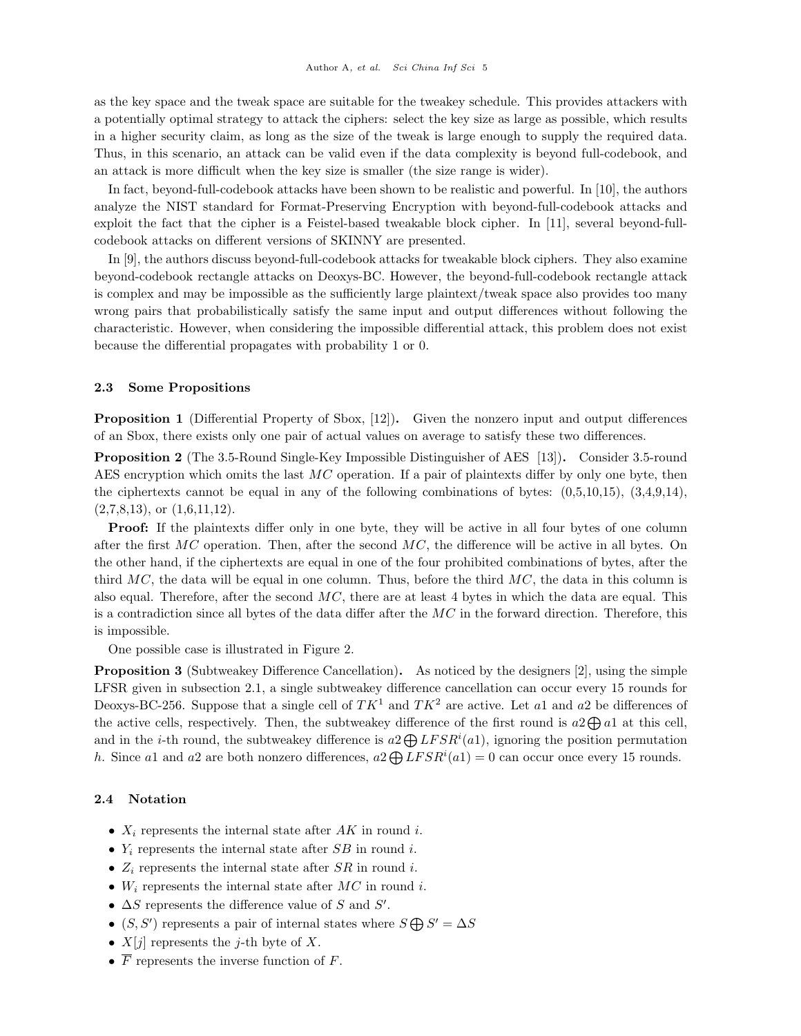as the key space and the tweak space are suitable for the tweakey schedule. This provides attackers with a potentially optimal strategy to attack the ciphers: select the key size as large as possible, which results in a higher security claim, as long as the size of the tweak is large enough to supply the required data. Thus, in this scenario, an attack can be valid even if the data complexity is beyond full-codebook, and an attack is more difficult when the key size is smaller (the size range is wider).

In fact, beyond-full-codebook attacks have been shown to be realistic and powerful. In [10], the authors analyze the NIST standard for Format-Preserving Encryption with beyond-full-codebook attacks and exploit the fact that the cipher is a Feistel-based tweakable block cipher. In [11], several beyond-full-codebook attacks on different versions of SKINNY are presented.

In [9], the authors discuss beyond-full-codebook attacks for tweakable block ciphers. They also examine beyond-codebook rectangle attacks on Deoxys-BC. However, the beyond-full-codebook rectangle attack is complex and may be impossible as the sufficiently large plaintext/tweak space also provides too many wrong pairs that probabilistically satisfy the same input and output differences without following the characteristic. However, when considering the impossible differential attack, this problem does not exist because the differential propagates with probability 1 or 0.

### 2.3 Some Propositions

**Proposition 1** (Differential Property of Sbox, [12]). Given the nonzero input and output differences of an Sbox, there exists only one pair of actual values on average to satisfy these two differences.

**Proposition 2** (The 3.5-Round Single-Key Impossible Distinguisher of AES [13]). Consider 3.5-round AES encryption which omits the last $MC$ operation. If a pair of plaintexts differ by only one byte, then the ciphertexts cannot be equal in any of the following combinations of bytes: (0,5,10,15), (3,4,9,14), (2,7,8,13), or (1,6,11,12).

**Proof:** If the plaintexts differ only in one byte, they will be active in all four bytes of one column after the first $MC$ operation. Then, after the second $MC$, the difference will be active in all bytes. On the other hand, if the ciphertexts are equal in one of the four prohibited combinations of bytes, after the third $MC$, the data will be equal in one column. Thus, before the third $MC$, the data in this column is also equal. Therefore, after the second $MC$, there are at least 4 bytes in which the data are equal. This is a contradiction since all bytes of the data differ after the $MC$ in the forward direction. Therefore, this is impossible.

One possible case is illustrated in Figure 2.

**Proposition 3** (Subtweakey Difference Cancellation). As noticed by the designers [2], using the simple LFSR given in subsection 2.1, a single subtweakey difference cancellation can occur every 15 rounds for Deoxys-BC-256. Suppose that a single cell of $TK^1$ and $TK^2$ are active. Let $a1$ and $a2$ be differences of the active cells, respectively. Then, the subtweakey difference of the first round is $a2 \bigoplus a1$ at this cell, and in the $i$-th round, the subtweakey difference is $a2 \bigoplus LFSR^i(a1)$, ignoring the position permutation $h$. Since $a1$ and $a2$ are both nonzero differences, $a2 \bigoplus LFSR^i(a1) = 0$ can occur once every 15 rounds.

### 2.4 Notation

- $X_i$ represents the internal state after $AK$ in round $i$.
- $Y_i$ represents the internal state after $SB$ in round $i$.
- $Z_i$ represents the internal state after $SR$ in round $i$.
- $W_i$ represents the internal state after $MC$ in round $i$.
- $\Delta S$ represents the difference value of $S$ and $S'$.
- $(S, S')$ represents a pair of internal states where $S \bigoplus S' = \Delta S$
- $X[j]$ represents the $j$-th byte of $X$.
- $\overline{F}$ represents the inverse function of $F$.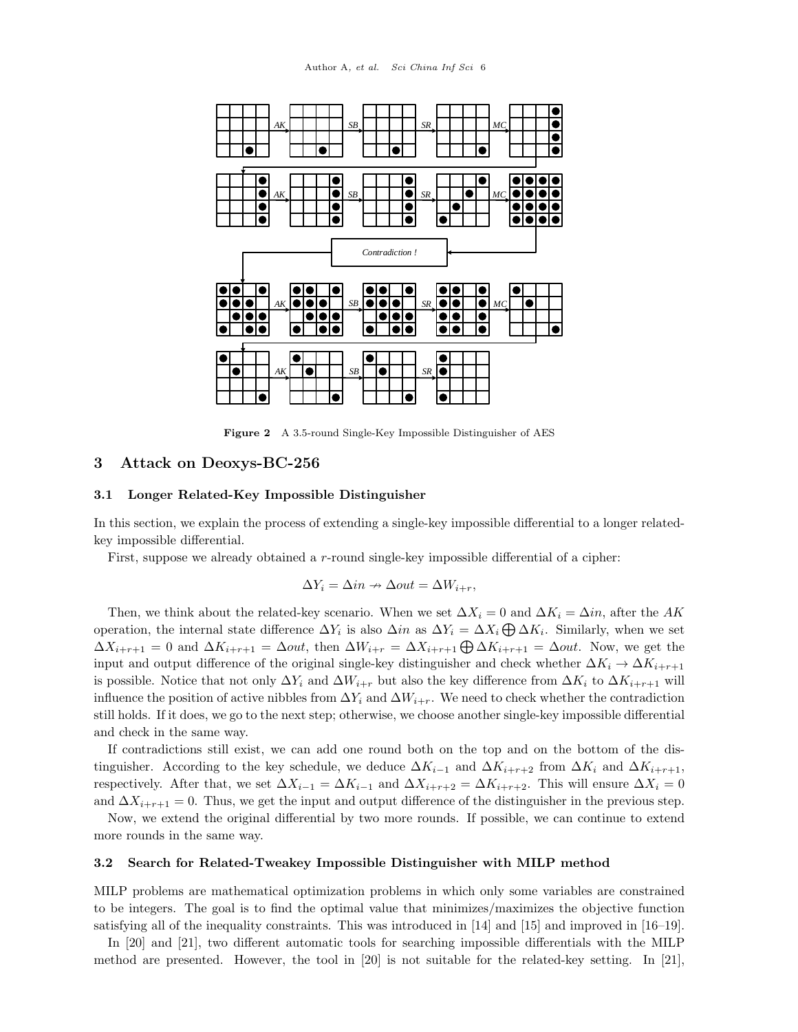**Figure 2** A 3.5-round Single-Key Impossible Distinguisher of AES

## 3 Attack on Deoxys-BC-256

### 3.1 Longer Related-Key Impossible Distinguisher

In this section, we explain the process of extending a single-key impossible differential to a longer related-key impossible differential.

First, suppose we already obtained a $r$-round single-key impossible differential of a cipher:

$$\Delta Y_i = \Delta in \nrightarrow \Delta out = \Delta W_{i+r},$$

Then, we think about the related-key scenario. When we set $\Delta X_i = 0$ and $\Delta K_i = \Delta in$, after the $AK$ operation, the internal state difference $\Delta Y_i$ is also $\Delta in$ as $\Delta Y_i = \Delta X_i \bigoplus \Delta K_i$. Similarly, when we set $\Delta X_{i+r+1} = 0$ and $\Delta K_{i+r+1} = \Delta out$, then $\Delta W_{i+r} = \Delta X_{i+r+1} \bigoplus \Delta K_{i+r+1} = \Delta out$. Now, we get the input and output difference of the original single-key distinguisher and check whether $\Delta K_i \rightarrow \Delta K_{i+r+1}$ is possible. Notice that not only $\Delta Y_i$ and $\Delta W_{i+r}$ but also the key difference from $\Delta K_i$ to $\Delta K_{i+r+1}$ will influence the position of active nibbles from $\Delta Y_i$ and $\Delta W_{i+r}$. We need to check whether the contradiction still holds. If it does, we go to the next step; otherwise, we choose another single-key impossible differential and check in the same way.

If contradictions still exist, we can add one round both on the top and on the bottom of the distinguisher. According to the key schedule, we deduce $\Delta K_{i-1}$ and $\Delta K_{i+r+2}$ from $\Delta K_i$ and $\Delta K_{i+r+1}$, respectively. After that, we set $\Delta X_{i-1} = \Delta K_{i-1}$ and $\Delta X_{i+r+2} = \Delta K_{i+r+2}$. This will ensure $\Delta X_i = 0$ and $\Delta X_{i+r+1} = 0$. Thus, we get the input and output difference of the distinguisher in the previous step.

Now, we extend the original differential by two more rounds. If possible, we can continue to extend more rounds in the same way.

### 3.2 Search for Related-Tweakey Impossible Distinguisher with MILP method

MILP problems are mathematical optimization problems in which only some variables are constrained to be integers. The goal is to find the optimal value that minimizes/maximizes the objective function satisfying all of the inequality constraints. This was introduced in [14] and [15] and improved in [16–19].

In [20] and [21], two different automatic tools for searching impossible differentials with the MILP method are presented. However, the tool in [20] is not suitable for the related-key setting. In [21],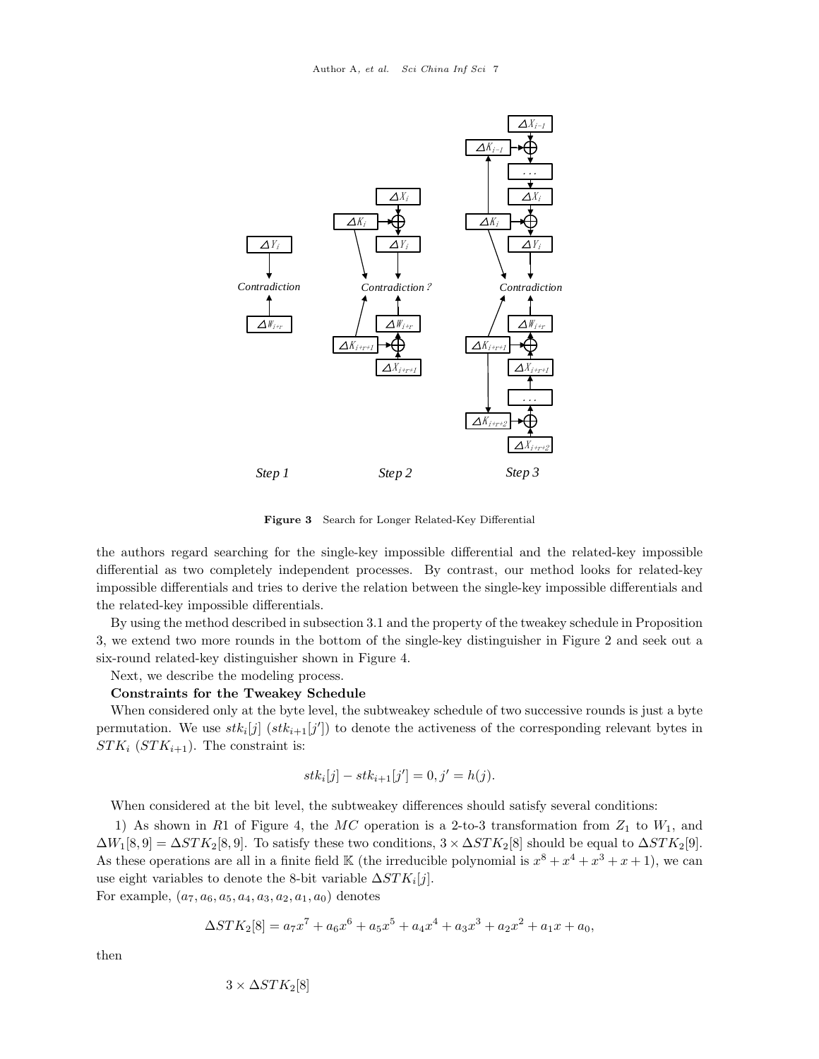**Figure 3** Search for Longer Related-Key Differential

the authors regard searching for the single-key impossible differential and the related-key impossible differential as two completely independent processes. By contrast, our method looks for related-key impossible differentials and tries to derive the relation between the single-key impossible differentials and the related-key impossible differentials.

By using the method described in subsection 3.1 and the property of the tweakey schedule in Proposition 3, we extend two more rounds in the bottom of the single-key distinguisher in Figure 2 and seek out a six-round related-key distinguisher shown in Figure 4.

Next, we describe the modeling process.

**Constraints for the Tweakey Schedule**

When considered only at the byte level, the subtweakey schedule of two successive rounds is just a byte permutation. We use $stk_i[j]$ ($stk_{i+1}[j']$) to denote the activeness of the corresponding relevant bytes in $STK_i$ ($STK_{i+1}$). The constraint is:

$$stk_i[j] - stk_{i+1}[j'] = 0, j' = h(j).$$

When considered at the bit level, the subtweakey differences should satisfy several conditions:

1) As shown in $R1$ of Figure 4, the $MC$ operation is a 2-to-3 transformation from $Z_1$ to $W_1$, and $\Delta W_1[8,9] = \Delta STK_2[8,9]$. To satisfy these two conditions, $3 \times \Delta STK_2[8]$ should be equal to $\Delta STK_2[9]$. As these operations are all in a finite field $\mathbb{K}$ (the irreducible polynomial is $x^8 + x^4 + x^3 + x + 1$), we can use eight variables to denote the 8-bit variable $\Delta STK_i[j]$.

For example, $(a_7, a_6, a_5, a_4, a_3, a_2, a_1, a_0)$ denotes

$$\Delta STK_2[8] = a_7x^7 + a_6x^6 + a_5x^5 + a_4x^4 + a_3x^3 + a_2x^2 + a_1x + a_0,$$

then

$$3 \times \Delta STK_2[8]$$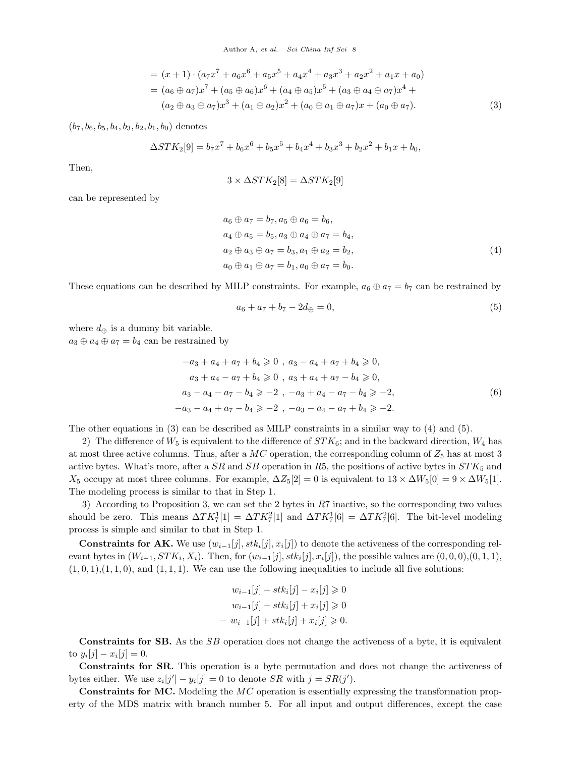$$
\begin{aligned}
&= (x+1)\cdot(a_7x^7+a_6x^6+a_5x^5+a_4x^4+a_3x^3+a_2x^2+a_1x+a_0)\\
&= (a_6\oplus a_7)x^7+(a_5\oplus a_6)x^6+(a_4\oplus a_5)x^5+(a_3\oplus a_4\oplus a_7)x^4+\\
&\quad (a_2\oplus a_3\oplus a_7)x^3+(a_1\oplus a_2)x^2+(a_0\oplus a_1\oplus a_7)x+(a_0\oplus a_7).
\end{aligned} \tag{3}
$$

$(b_7, b_6, b_5, b_4, b_3, b_2, b_1, b_0)$ denotes

$$
\Delta STK_2[9] = b_7x^7+b_6x^6+b_5x^5+b_4x^4+b_3x^3+b_2x^2+b_1x+b_0,
$$

Then,

$$
3\times \Delta STK_2[8] = \Delta STK_2[9]
$$

can be represented by

$$
\begin{aligned}
&a_6\oplus a_7 = b_7, a_5\oplus a_6 = b_6,\\
&a_4\oplus a_5 = b_5, a_3\oplus a_4\oplus a_7 = b_4,\\
&a_2\oplus a_3\oplus a_7 = b_3, a_1\oplus a_2 = b_2,\\
&a_0\oplus a_1\oplus a_7 = b_1, a_0\oplus a_7 = b_0.
\end{aligned} \tag{4}
$$

These equations can be described by MILP constraints. For example, $a_6\oplus a_7 = b_7$ can be restrained by

$$
a_6+a_7+b_7-2d_{\oplus}=0, \tag{5}
$$

where $d_{\oplus}$ is a dummy bit variable.
$a_3\oplus a_4\oplus a_7 = b_4$ can be restrained by

$$
\begin{aligned}
-a_3+a_4+a_7+b_4\geqslant 0\ ,\ a_3-a_4+a_7+b_4\geqslant 0,\\
a_3+a_4-a_7+b_4\geqslant 0\ ,\ a_3+a_4+a_7-b_4\geqslant 0,\\
a_3-a_4-a_7-b_4\geqslant -2\ ,\ -a_3+a_4-a_7-b_4\geqslant -2,\\
-a_3-a_4+a_7-b_4\geqslant -2\ ,\ -a_3-a_4-a_7+b_4\geqslant -2.
\end{aligned} \tag{6}
$$

The other equations in (3) can be described as MILP constraints in a similar way to (4) and (5).

2) The difference of $W_5$ is equivalent to the difference of $STK_6$; and in the backward direction, $W_4$ has at most three active columns. Thus, after a $MC$ operation, the corresponding column of $Z_5$ has at most 3 active bytes. What's more, after a $\overline{SR}$ and $\overline{SB}$ operation in $R5$, the positions of active bytes in $STK_5$ and $X_5$ occupy at most three columns. For example, $\Delta Z_5[2]=0$ is equivalent to $13\times\Delta W_5[0] = 9\times\Delta W_5[1]$. The modeling process is similar to that in Step 1.

3) According to Proposition 3, we can set the 2 bytes in $R7$ inactive, so the corresponding two values should be zero. This means $\Delta TK_7^1[1] = \Delta TK_7^2[1]$ and $\Delta TK_7^1[6] = \Delta TK_7^2[6]$. The bit-level modeling process is simple and similar to that in Step 1.

**Constraints for AK.** We use $(w_{i-1}[j], stk_i[j], x_i[j])$ to denote the activeness of the corresponding relevant bytes in $(W_{i-1}, STK_i, X_i)$. Then, for $(w_{i-1}[j], stk_i[j], x_i[j])$, the possible values are $(0,0,0)$,$(0,1,1)$, $(1,0,1)$,$(1,1,0)$, and $(1,1,1)$. We can use the following inequalities to include all five solutions:

$$
\begin{aligned}
w_{i-1}[j]+stk_i[j]-x_i[j]\geqslant 0\\
w_{i-1}[j]-stk_i[j]+x_i[j]\geqslant 0\\
-\ w_{i-1}[j]+stk_i[j]+x_i[j]\geqslant 0.
\end{aligned}
$$

**Constraints for SB.** As the $SB$ operation does not change the activeness of a byte, it is equivalent to $y_i[j]-x_i[j]=0$.

**Constraints for SR.** This operation is a byte permutation and does not change the activeness of bytes either. We use $z_i[j']-y_i[j]=0$ to denote $SR$ with $j=SR(j')$.

**Constraints for MC.** Modeling the $MC$ operation is essentially expressing the transformation property of the MDS matrix with branch number 5. For all input and output differences, except the case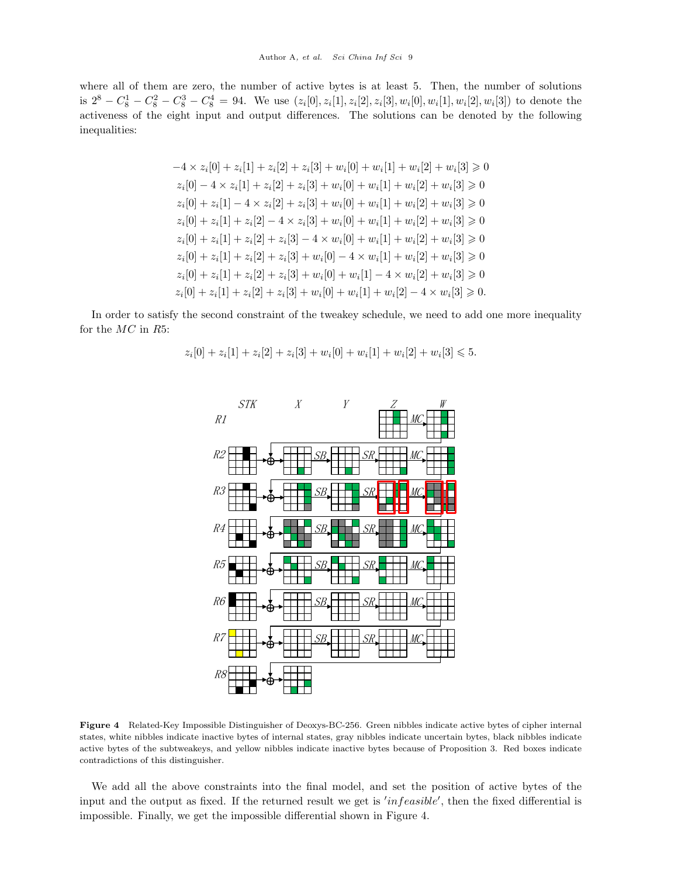where all of them are zero, the number of active bytes is at least 5. Then, the number of solutions is $2^8 - C_8^1 - C_8^2 - C_8^3 - C_8^4 = 94$. We use $(z_i[0], z_i[1], z_i[2], z_i[3], w_i[0], w_i[1], w_i[2], w_i[3])$ to denote the activeness of the eight input and output differences. The solutions can be denoted by the following inequalities:

$$
\begin{aligned}
-4 \times z_i[0] + z_i[1] + z_i[2] + z_i[3] + w_i[0] + w_i[1] + w_i[2] + w_i[3] &\geqslant 0 \\
z_i[0] - 4 \times z_i[1] + z_i[2] + z_i[3] + w_i[0] + w_i[1] + w_i[2] + w_i[3] &\geqslant 0 \\
z_i[0] + z_i[1] - 4 \times z_i[2] + z_i[3] + w_i[0] + w_i[1] + w_i[2] + w_i[3] &\geqslant 0 \\
z_i[0] + z_i[1] + z_i[2] - 4 \times z_i[3] + w_i[0] + w_i[1] + w_i[2] + w_i[3] &\geqslant 0 \\
z_i[0] + z_i[1] + z_i[2] + z_i[3] - 4 \times w_i[0] + w_i[1] + w_i[2] + w_i[3] &\geqslant 0 \\
z_i[0] + z_i[1] + z_i[2] + z_i[3] + w_i[0] - 4 \times w_i[1] + w_i[2] + w_i[3] &\geqslant 0 \\
z_i[0] + z_i[1] + z_i[2] + z_i[3] + w_i[0] + w_i[1] - 4 \times w_i[2] + w_i[3] &\geqslant 0 \\
z_i[0] + z_i[1] + z_i[2] + z_i[3] + w_i[0] + w_i[1] + w_i[2] - 4 \times w_i[3] &\geqslant 0.
\end{aligned}
$$

In order to satisfy the second constraint of the tweakey schedule, we need to add one more inequality for the $MC$ in $R5$:

$$z_i[0] + z_i[1] + z_i[2] + z_i[3] + w_i[0] + w_i[1] + w_i[2] + w_i[3] \leqslant 5.$$

**Figure 4** Related-Key Impossible Distinguisher of Deoxys-BC-256. Green nibbles indicate active bytes of cipher internal states, white nibbles indicate inactive bytes of internal states, gray nibbles indicate uncertain bytes, black nibbles indicate active bytes of the subtweakeys, and yellow nibbles indicate inactive bytes because of Proposition 3. Red boxes indicate contradictions of this distinguisher.

We add all the above constraints into the final model, and set the position of active bytes of the input and the output as fixed. If the returned result we get is $'infeasible'$, then the fixed differential is impossible. Finally, we get the impossible differential shown in Figure 4.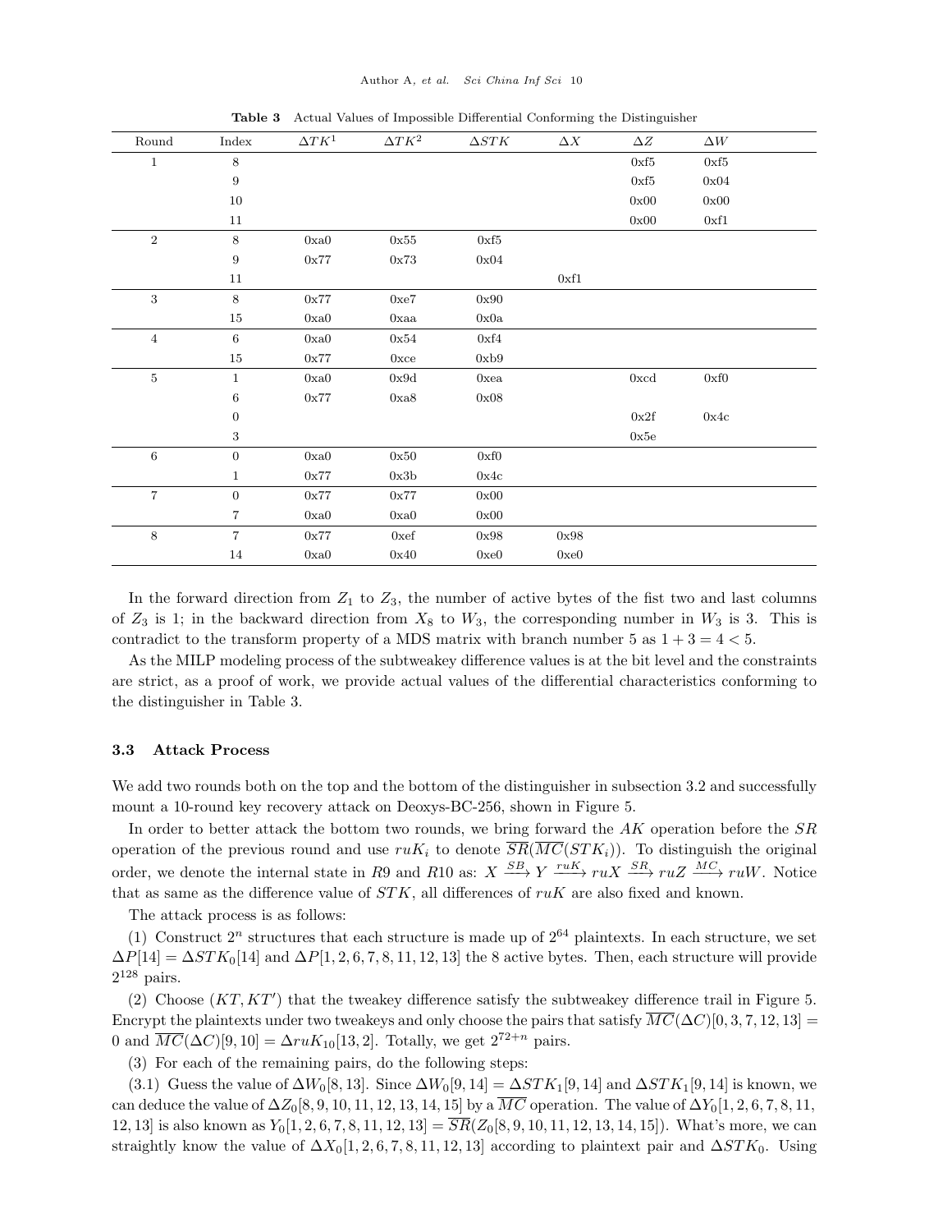**Table 3** Actual Values of Impossible Differential Conforming the Distinguisher

| Round | Index | $\Delta TK^1$ | $\Delta TK^2$ | $\Delta STK$ | $\Delta X$ | $\Delta Z$ | $\Delta W$ |
|---|---|---|---|---|---|---|---|
| 1 | 8 | | | | | 0xf5 | 0xf5 |
| | 9 | | | | | 0xf5 | 0x04 |
| | 10 | | | | | 0x00 | 0x00 |
| | 11 | | | | | 0x00 | 0xf1 |
| 2 | 8 | 0xa0 | 0x55 | 0xf5 | | | |
| | 9 | 0x77 | 0x73 | 0x04 | | | |
| | 11 | | | | 0xf1 | | |
| 3 | 8 | 0x77 | 0xe7 | 0x90 | | | |
| | 15 | 0xa0 | 0xaa | 0x0a | | | |
| 4 | 6 | 0xa0 | 0x54 | 0xf4 | | | |
| | 15 | 0x77 | 0xce | 0xb9 | | | |
| 5 | 1 | 0xa0 | 0x9d | 0xea | | 0xcd | 0xf0 |
| | 6 | 0x77 | 0xa8 | 0x08 | | | |
| | 0 | | | | | 0x2f | 0x4c |
| | 3 | | | | | 0x5e | |
| 6 | 0 | 0xa0 | 0x50 | 0xf0 | | | |
| | 1 | 0x77 | 0x3b | 0x4c | | | |
| 7 | 0 | 0x77 | 0x77 | 0x00 | | | |
| | 7 | 0xa0 | 0xa0 | 0x00 | | | |
| 8 | 7 | 0x77 | 0xef | 0x98 | 0x98 | | |
| | 14 | 0xa0 | 0x40 | 0xe0 | 0xe0 | | |

In the forward direction from $Z_1$ to $Z_3$, the number of active bytes of the fist two and last columns of $Z_3$ is 1; in the backward direction from $X_8$ to $W_3$, the corresponding number in $W_3$ is 3. This is contradict to the transform property of a MDS matrix with branch number 5 as $1 + 3 = 4 < 5$.

As the MILP modeling process of the subtweakey difference values is at the bit level and the constraints are strict, as a proof of work, we provide actual values of the differential characteristics conforming to the distinguisher in Table 3.

### 3.3 Attack Process

We add two rounds both on the top and the bottom of the distinguisher in subsection 3.2 and successfully mount a 10-round key recovery attack on Deoxys-BC-256, shown in Figure 5.

In order to better attack the bottom two rounds, we bring forward the $AK$ operation before the $SR$ operation of the previous round and use $ruK_i$ to denote $\overline{SR}(\overline{MC}(STK_i))$. To distinguish the original order, we denote the internal state in $R9$ and $R10$ as: $X \xrightarrow{SB} Y \xrightarrow{ruK} ruX \xrightarrow{SR} ruZ \xrightarrow{MC} ruW$. Notice that as same as the difference value of $STK$, all differences of $ruK$ are also fixed and known.

The attack process is as follows:

(1) Construct $2^n$ structures that each structure is made up of $2^{64}$ plaintexts. In each structure, we set $\Delta P[14] = \Delta STK_0[14]$ and $\Delta P[1, 2, 6, 7, 8, 11, 12, 13]$ the 8 active bytes. Then, each structure will provide $2^{128}$ pairs.

(2) Choose $(KT, KT')$ that the tweakey difference satisfy the subtweakey difference trail in Figure 5. Encrypt the plaintexts under two tweakeys and only choose the pairs that satisfy $\overline{MC}(\Delta C)[0, 3, 7, 12, 13] = 0$ and $\overline{MC}(\Delta C)[9, 10] = \Delta ruK_{10}[13, 2]$. Totally, we get $2^{72+n}$ pairs.

(3) For each of the remaining pairs, do the following steps:

(3.1) Guess the value of $\Delta W_0[8, 13]$. Since $\Delta W_0[9, 14] = \Delta STK_1[9, 14]$ and $\Delta STK_1[9, 14]$ is known, we can deduce the value of $\Delta Z_0[8, 9, 10, 11, 12, 13, 14, 15]$ by a $\overline{MC}$ operation. The value of $\Delta Y_0[1, 2, 6, 7, 8, 11, 12, 13]$ is also known as $Y_0[1, 2, 6, 7, 8, 11, 12, 13] = \overline{SR}(Z_0[8, 9, 10, 11, 12, 13, 14, 15])$. What's more, we can straightly know the value of $\Delta X_0[1, 2, 6, 7, 8, 11, 12, 13]$ according to plaintext pair and $\Delta STK_0$. Using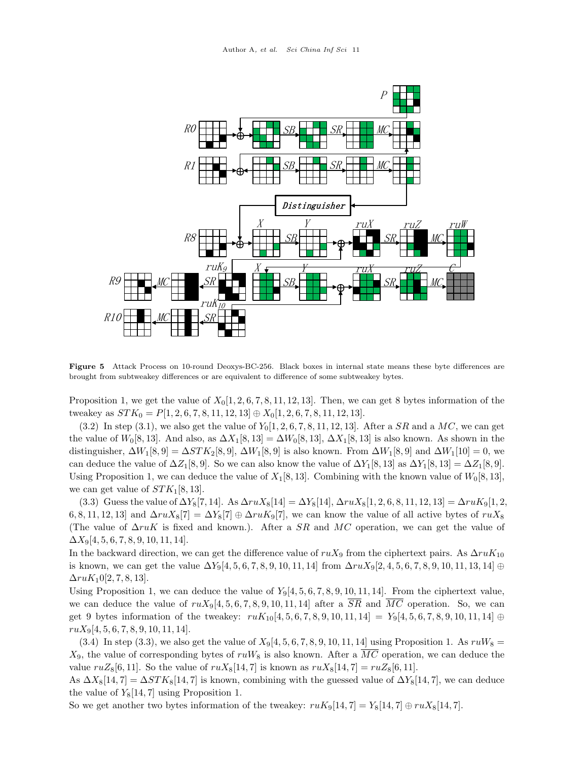**Figure 5** Attack Process on 10-round Deoxys-BC-256. Black boxes in internal state means these byte differences are brought from subtweakey differences or are equivalent to difference of some subtweakey bytes.

Proposition 1, we get the value of $X_0[1,2,6,7,8,11,12,13]$. Then, we can get 8 bytes information of the tweakey as $STK_0 = P[1,2,6,7,8,11,12,13] \oplus X_0[1,2,6,7,8,11,12,13]$.

(3.2) In step (3.1), we also get the value of $Y_0[1,2,6,7,8,11,12,13]$. After a $SR$ and a $MC$, we can get the value of $W_0[8,13]$. And also, as $\Delta X_1[8,13] = \Delta W_0[8,13]$, $\Delta X_1[8,13]$ is also known. As shown in the distinguisher, $\Delta W_1[8,9] = \Delta STK_2[8,9]$, $\Delta W_1[8,9]$ is also known. From $\Delta W_1[8,9]$ and $\Delta W_1[10] = 0$, we can deduce the value of $\Delta Z_1[8,9]$. So we can also know the value of $\Delta Y_1[8,13]$ as $\Delta Y_1[8,13] = \Delta Z_1[8,9]$. Using Proposition 1, we can deduce the value of $X_1[8,13]$. Combining with the known value of $W_0[8,13]$, we can get value of $STK_1[8,13]$.

(3.3) Guess the value of $\Delta Y_8[7,14]$. As $\Delta ruX_8[14] = \Delta Y_8[14]$, $\Delta ruX_8[1,2,6,8,11,12,13] = \Delta ruK_9[1,2,6,8,11,12,13]$ and $\Delta ruX_8[7] = \Delta Y_8[7] \oplus \Delta ruK_9[7]$, we can know the value of all active bytes of $ruX_8$ (The value of $\Delta ruK$ is fixed and known.). After a $SR$ and $MC$ operation, we can get the value of $\Delta X_9[4,5,6,7,8,9,10,11,14]$.

In the backward direction, we can get the difference value of $ruX_9$ from the ciphertext pairs. As $\Delta ruK_{10}$ is known, we can get the value $\Delta Y_9[4,5,6,7,8,9,10,11,14]$ from $\Delta ruX_9[2,4,5,6,7,8,9,10,11,13,14] \oplus \Delta ruK_10[2,7,8,13]$.

Using Proposition 1, we can deduce the value of $Y_9[4,5,6,7,8,9,10,11,14]$. From the ciphertext value, we can deduce the value of $ruX_9[4,5,6,7,8,9,10,11,14]$ after a $\overline{SR}$ and $\overline{MC}$ operation. So, we can get 9 bytes information of the tweakey: $ruK_{10}[4,5,6,7,8,9,10,11,14] = Y_9[4,5,6,7,8,9,10,11,14] \oplus ruX_9[4,5,6,7,8,9,10,11,14]$.

(3.4) In step (3.3), we also get the value of $X_9[4,5,6,7,8,9,10,11,14]$ using Proposition 1. As $ruW_8 = X_9$, the value of corresponding bytes of $ruW_8$ is also known. After a $\overline{MC}$ operation, we can deduce the value $ruZ_8[6,11]$. So the value of $ruX_8[14,7]$ is known as $ruX_8[14,7] = ruZ_8[6,11]$.

As $\Delta X_8[14,7] = \Delta STK_8[14,7]$ is known, combining with the guessed value of $\Delta Y_8[14,7]$, we can deduce the value of $Y_8[14,7]$ using Proposition 1.

So we get another two bytes information of the tweakey: $ruK_9[14,7] = Y_8[14,7] \oplus ruX_8[14,7]$.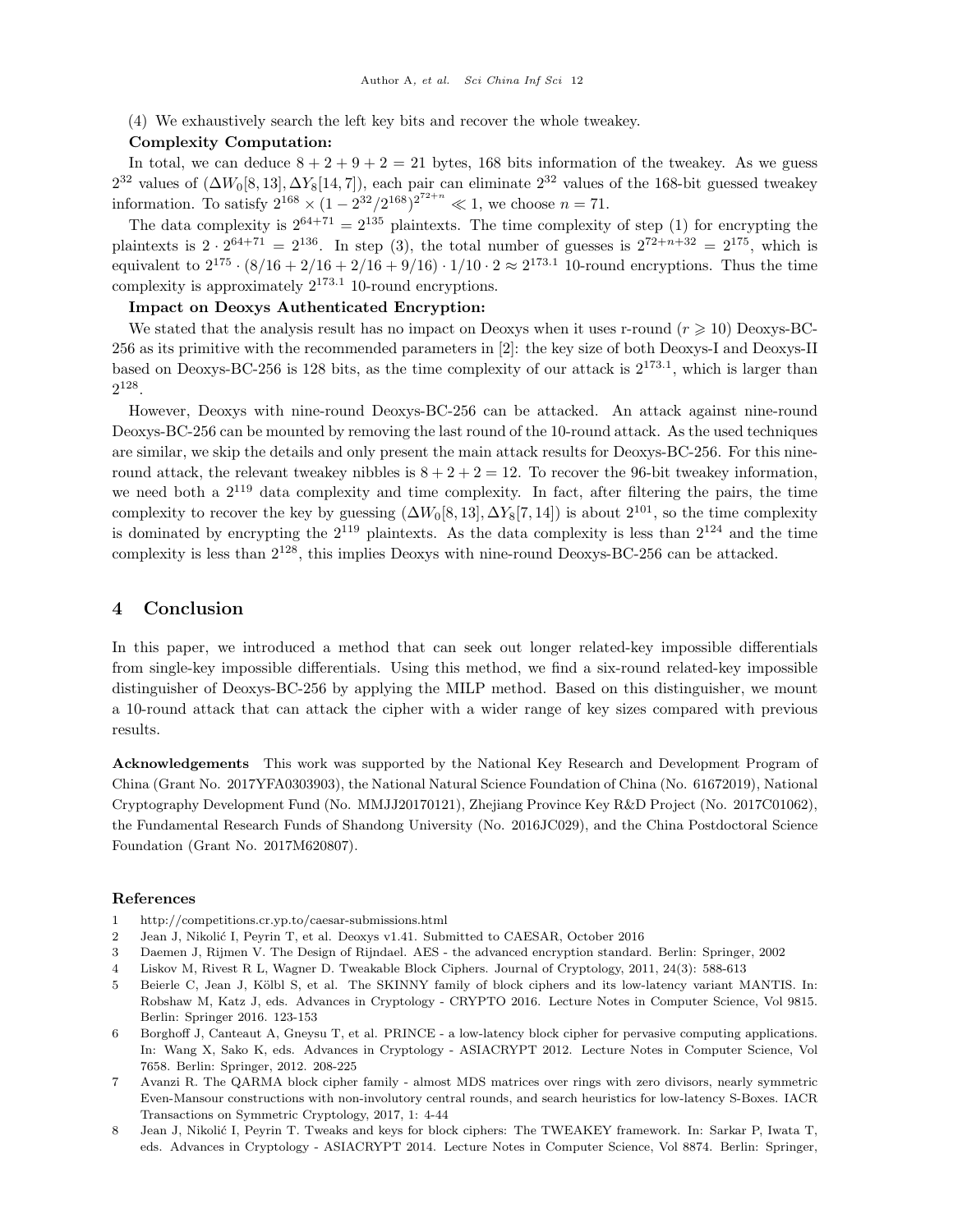(4) We exhaustively search the left key bits and recover the whole tweakey.

**Complexity Computation:**

In total, we can deduce $8+2+9+2=21$ bytes, 168 bits information of the tweakey. As we guess $2^{32}$ values of $(\Delta W_0[8,13], \Delta Y_8[14,7])$, each pair can eliminate $2^{32}$ values of the 168-bit guessed tweakey information. To satisfy $2^{168} \times (1-2^{32}/2^{168})^{2^{72+n}} \ll 1$, we choose $n=71$.

The data complexity is $2^{64+71}=2^{135}$ plaintexts. The time complexity of step (1) for encrypting the plaintexts is $2 \cdot 2^{64+71}=2^{136}$. In step (3), the total number of guesses is $2^{72+n+32}=2^{175}$, which is equivalent to $2^{175} \cdot (8/16+2/16+2/16+9/16) \cdot 1/10 \cdot 2 \approx 2^{173.1}$ 10-round encryptions. Thus the time complexity is approximately $2^{173.1}$ 10-round encryptions.

**Impact on Deoxys Authenticated Encryption:**

We stated that the analysis result has no impact on Deoxys when it uses r-round ($r \geqslant 10$) Deoxys-BC-256 as its primitive with the recommended parameters in [2]: the key size of both Deoxys-I and Deoxys-II based on Deoxys-BC-256 is 128 bits, as the time complexity of our attack is $2^{173.1}$, which is larger than $2^{128}$.

However, Deoxys with nine-round Deoxys-BC-256 can be attacked. An attack against nine-round Deoxys-BC-256 can be mounted by removing the last round of the 10-round attack. As the used techniques are similar, we skip the details and only present the main attack results for Deoxys-BC-256. For this nine-round attack, the relevant tweakey nibbles is $8+2+2=12$. To recover the 96-bit tweakey information, we need both a $2^{119}$ data complexity and time complexity. In fact, after filtering the pairs, the time complexity to recover the key by guessing $(\Delta W_0[8,13], \Delta Y_8[7,14])$ is about $2^{101}$, so the time complexity is dominated by encrypting the $2^{119}$ plaintexts. As the data complexity is less than $2^{124}$ and the time complexity is less than $2^{128}$, this implies Deoxys with nine-round Deoxys-BC-256 can be attacked.

## 4 Conclusion

In this paper, we introduced a method that can seek out longer related-key impossible differentials from single-key impossible differentials. Using this method, we find a six-round related-key impossible distinguisher of Deoxys-BC-256 by applying the MILP method. Based on this distinguisher, we mount a 10-round attack that can attack the cipher with a wider range of key sizes compared with previous results.

**Acknowledgements** This work was supported by the National Key Research and Development Program of China (Grant No. 2017YFA0303903), the National Natural Science Foundation of China (No. 61672019), National Cryptography Development Fund (No. MMJJ20170121), Zhejiang Province Key R&D Project (No. 2017C01062), the Fundamental Research Funds of Shandong University (No. 2016JC029), and the China Postdoctoral Science Foundation (Grant No. 2017M620807).

### References

1 http://competitions.cr.yp.to/caesar-submissions.html

2 Jean J, Nikolić I, Peyrin T, et al. Deoxys v1.41. Submitted to CAESAR, October 2016

3 Daemen J, Rijmen V. The Design of Rijndael. AES - the advanced encryption standard. Berlin: Springer, 2002

4 Liskov M, Rivest R L, Wagner D. Tweakable Block Ciphers. Journal of Cryptology, 2011, 24(3): 588-613

5 Beierle C, Jean J, Kölbl S, et al. The SKINNY family of block ciphers and its low-latency variant MANTIS. In: Robshaw M, Katz J, eds. Advances in Cryptology - CRYPTO 2016. Lecture Notes in Computer Science, Vol 9815. Berlin: Springer 2016. 123-153

6 Borghoff J, Canteaut A, Gneysu T, et al. PRINCE - a low-latency block cipher for pervasive computing applications. In: Wang X, Sako K, eds. Advances in Cryptology - ASIACRYPT 2012. Lecture Notes in Computer Science, Vol 7658. Berlin: Springer, 2012. 208-225

7 Avanzi R. The QARMA block cipher family - almost MDS matrices over rings with zero divisors, nearly symmetric Even-Mansour constructions with non-involutory central rounds, and search heuristics for low-latency S-Boxes. IACR Transactions on Symmetric Cryptology, 2017, 1: 4-44

8 Jean J, Nikolić I, Peyrin T. Tweaks and keys for block ciphers: The TWEAKEY framework. In: Sarkar P, Iwata T, eds. Advances in Cryptology - ASIACRYPT 2014. Lecture Notes in Computer Science, Vol 8874. Berlin: Springer,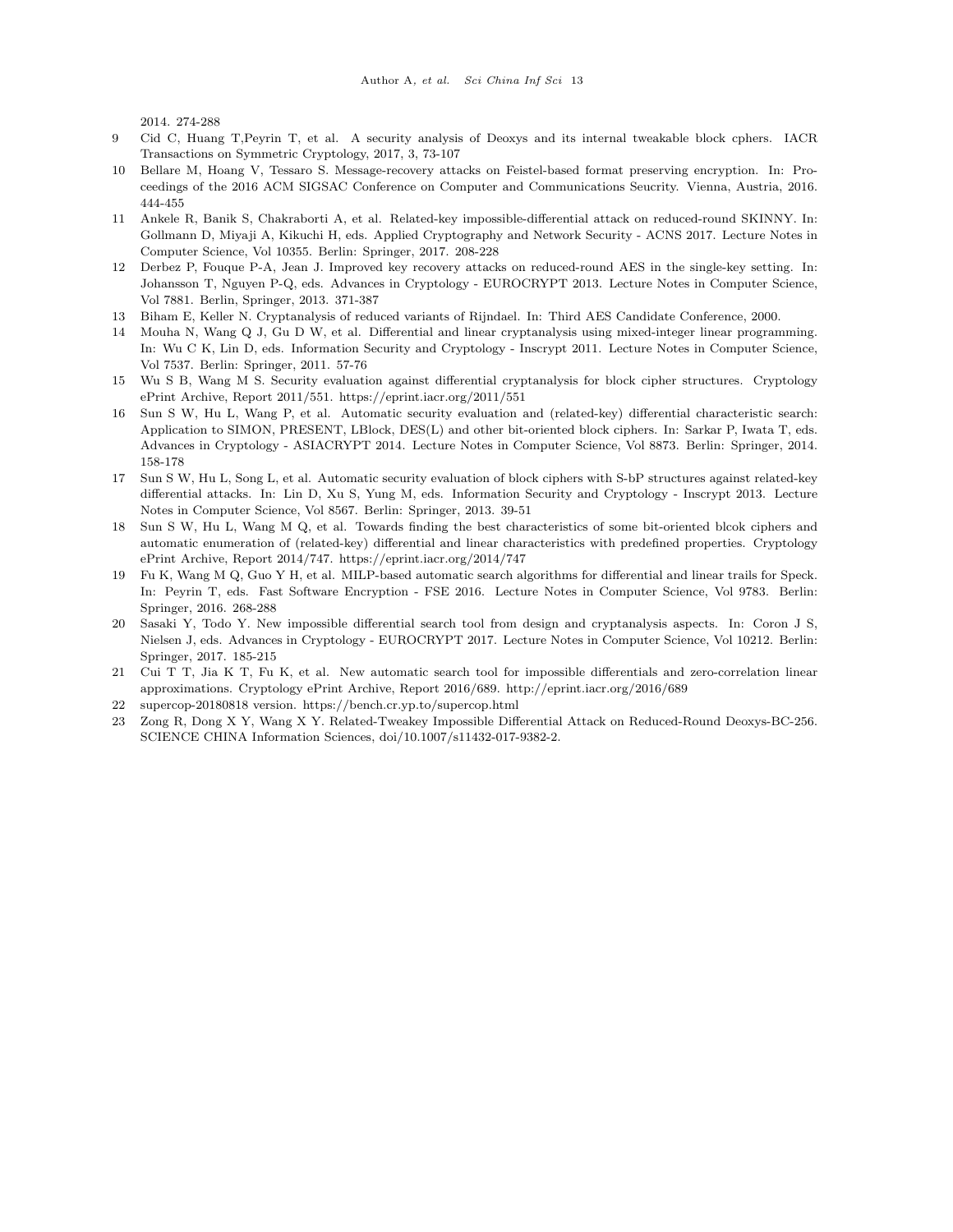2014. 274-288

9 Cid C, Huang T,Peyrin T, et al. A security analysis of Deoxys and its internal tweakable block cphers. IACR Transactions on Symmetric Cryptology, 2017, 3, 73-107

10 Bellare M, Hoang V, Tessaro S. Message-recovery attacks on Feistel-based format preserving encryption. In: Proceedings of the 2016 ACM SIGSAC Conference on Computer and Communications Seucrity. Vienna, Austria, 2016. 444-455

11 Ankele R, Banik S, Chakraborti A, et al. Related-key impossible-differential attack on reduced-round SKINNY. In: Gollmann D, Miyaji A, Kikuchi H, eds. Applied Cryptography and Network Security - ACNS 2017. Lecture Notes in Computer Science, Vol 10355. Berlin: Springer, 2017. 208-228

12 Derbez P, Fouque P-A, Jean J. Improved key recovery attacks on reduced-round AES in the single-key setting. In: Johansson T, Nguyen P-Q, eds. Advances in Cryptology - EUROCRYPT 2013. Lecture Notes in Computer Science, Vol 7881. Berlin, Springer, 2013. 371-387

13 Biham E, Keller N. Cryptanalysis of reduced variants of Rijndael. In: Third AES Candidate Conference, 2000.

14 Mouha N, Wang Q J, Gu D W, et al. Differential and linear cryptanalysis using mixed-integer linear programming. In: Wu C K, Lin D, eds. Information Security and Cryptology - Inscrypt 2011. Lecture Notes in Computer Science, Vol 7537. Berlin: Springer, 2011. 57-76

15 Wu S B, Wang M S. Security evaluation against differential cryptanalysis for block cipher structures. Cryptology ePrint Archive, Report 2011/551. https://eprint.iacr.org/2011/551

16 Sun S W, Hu L, Wang P, et al. Automatic security evaluation and (related-key) differential characteristic search: Application to SIMON, PRESENT, LBlock, DES(L) and other bit-oriented block ciphers. In: Sarkar P, Iwata T, eds. Advances in Cryptology - ASIACRYPT 2014. Lecture Notes in Computer Science, Vol 8873. Berlin: Springer, 2014. 158-178

17 Sun S W, Hu L, Song L, et al. Automatic security evaluation of block ciphers with S-bP structures against related-key differential attacks. In: Lin D, Xu S, Yung M, eds. Information Security and Cryptology - Inscrypt 2013. Lecture Notes in Computer Science, Vol 8567. Berlin: Springer, 2013. 39-51

18 Sun S W, Hu L, Wang M Q, et al. Towards finding the best characteristics of some bit-oriented blcok ciphers and automatic enumeration of (related-key) differential and linear characteristics with predefined properties. Cryptology ePrint Archive, Report 2014/747. https://eprint.iacr.org/2014/747

19 Fu K, Wang M Q, Guo Y H, et al. MILP-based automatic search algorithms for differential and linear trails for Speck. In: Peyrin T, eds. Fast Software Encryption - FSE 2016. Lecture Notes in Computer Science, Vol 9783. Berlin: Springer, 2016. 268-288

20 Sasaki Y, Todo Y. New impossible differential search tool from design and cryptanalysis aspects. In: Coron J S, Nielsen J, eds. Advances in Cryptology - EUROCRYPT 2017. Lecture Notes in Computer Science, Vol 10212. Berlin: Springer, 2017. 185-215

21 Cui T T, Jia K T, Fu K, et al. New automatic search tool for impossible differentials and zero-correlation linear approximations. Cryptology ePrint Archive, Report 2016/689. http://eprint.iacr.org/2016/689

22 supercop-20180818 version. https://bench.cr.yp.to/supercop.html

23 Zong R, Dong X Y, Wang X Y. Related-Tweakey Impossible Differential Attack on Reduced-Round Deoxys-BC-256. SCIENCE CHINA Information Sciences, doi/10.1007/s11432-017-9382-2.